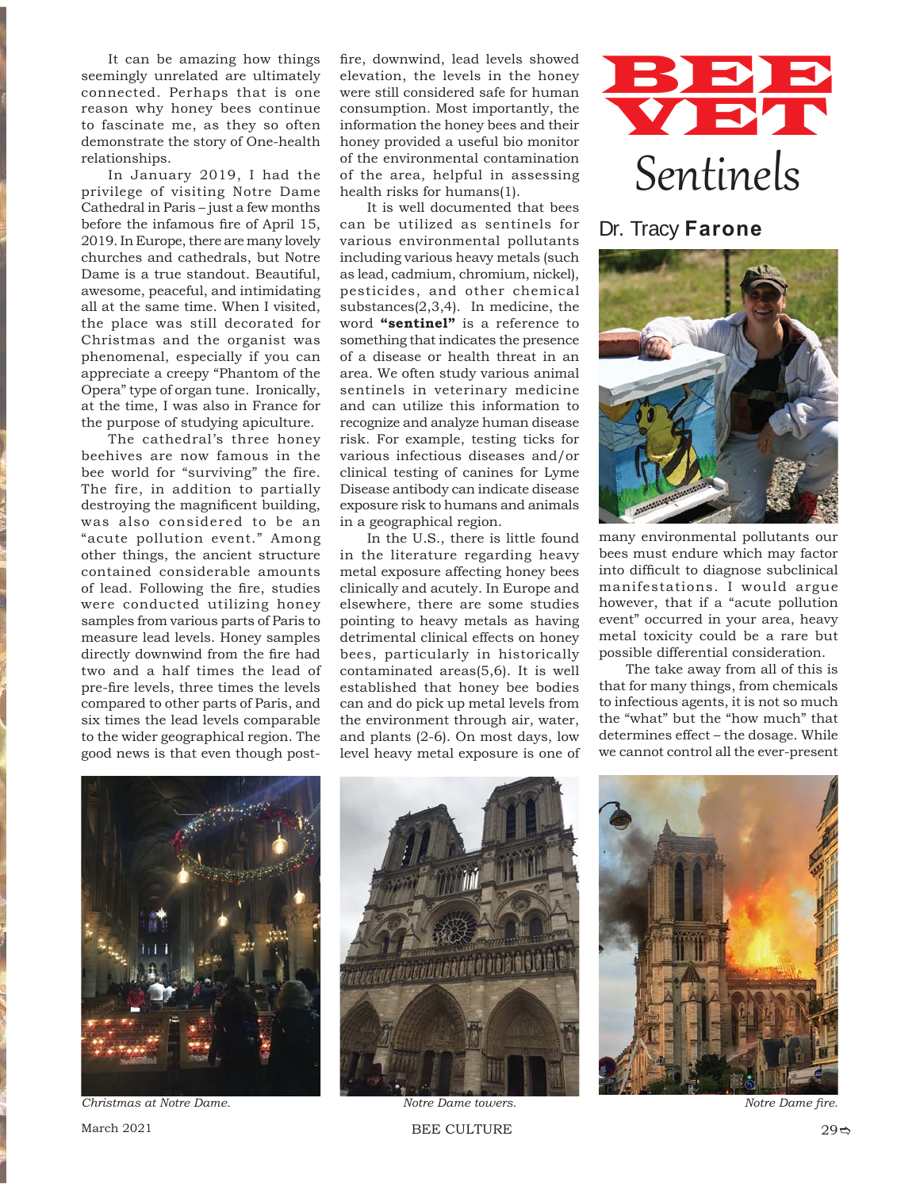# BEE VET

## Sentinels

Dr. Tracy **Farone**

It can be amazing how things seemingly unrelated are ultimately connected. Perhaps that is one reason why honey bees continue to fascinate me, as they so often demonstrate the story of One-health relationships.

In January 2019, I had the privilege of visiting Notre Dame Cathedral in Paris – just a few months before the infamous fire of April 15, 2019. In Europe, there are many lovely churches and cathedrals, but Notre Dame is a true standout. Beautiful, awesome, peaceful, and intimidating all at the same time. When I visited, the place was still decorated for Christmas and the organist was phenomenal, especially if you can appreciate a creepy "Phantom of the Opera" type of organ tune. Ironically, at the time, I was also in France for the purpose of studying apiculture.

The cathedral's three honey beehives are now famous in the bee world for "surviving" the fire. The fire, in addition to partially destroying the magnificent building, was also considered to be an "acute pollution event." Among other things, the ancient structure contained considerable amounts of lead. Following the fire, studies were conducted utilizing honey samples from various parts of Paris to measure lead levels. Honey samples directly downwind from the fire had two and a half times the lead of pre-fire levels, three times the levels compared to other parts of Paris, and six times the lead levels comparable to the wider geographical region. The good news is that even though post-fire, downwind, lead levels showed elevation, the levels in the honey were still considered safe for human consumption. Most importantly, the information the honey bees and their honey provided a useful bio monitor of the environmental contamination of the area, helpful in assessing health risks for humans(1).

It is well documented that bees can be utilized as sentinels for various environmental pollutants including various heavy metals (such as lead, cadmium, chromium, nickel), pesticides, and other chemical substances(2,3,4). In medicine, the word **"sentinel"** is a reference to something that indicates the presence of a disease or health threat in an area. We often study various animal sentinels in veterinary medicine and can utilize this information to recognize and analyze human disease risk. For example, testing ticks for various infectious diseases and/or clinical testing of canines for Lyme Disease antibody can indicate disease exposure risk to humans and animals in a geographical region.

In the U.S., there is little found in the literature regarding heavy metal exposure affecting honey bees clinically and acutely. In Europe and elsewhere, there are some studies pointing to heavy metals as having detrimental clinical effects on honey bees, particularly in historically contaminated areas(5,6). It is well established that honey bee bodies can and do pick up metal levels from the environment through air, water, and plants (2-6). On most days, low level heavy metal exposure is one of many environmental pollutants our bees must endure which may factor into difficult to diagnose subclinical manifestations. I would argue however, that if a "acute pollution event" occurred in your area, heavy metal toxicity could be a rare but possible differential consideration.

The take away from all of this is that for many things, from chemicals to infectious agents, it is not so much the "what" but the "how much" that determines effect – the dosage. While we cannot control all the ever-present

*Christmas at Notre Dame.*

*Notre Dame towers.*

*Notre Dame fire.*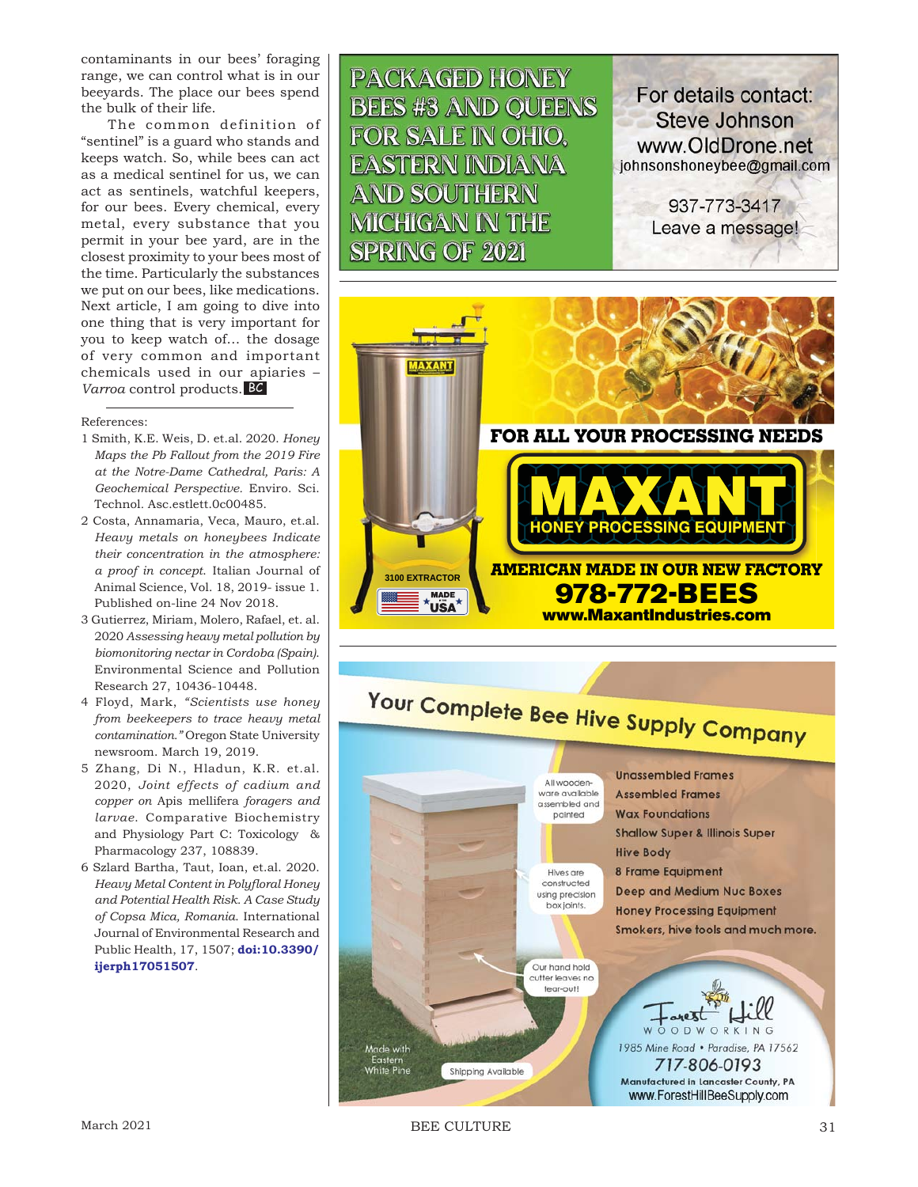contaminants in our bees' foraging range, we can control what is in our beeyards. The place our bees spend the bulk of their life.

The common definition of "sentinel" is a guard who stands and keeps watch. So, while bees can act as a medical sentinel for us, we can act as sentinels, watchful keepers, for our bees. Every chemical, every metal, every substance that you permit in your bee yard, are in the closest proximity to your bees most of the time. Particularly the substances we put on our bees, like medications. Next article, I am going to dive into one thing that is very important for you to keep watch of... the dosage of very common and important chemicals used in our apiaries – *Varroa* control products. BC

References:

1 Smith, K.E. Weis, D. et.al. 2020. *Honey Maps the Pb Fallout from the 2019 Fire at the Notre-Dame Cathedral, Paris: A Geochemical Perspective.* Enviro. Sci. Technol. Asc.estlett.0c00485.
2 Costa, Annamaria, Veca, Mauro, et.al. *Heavy metals on honeybees Indicate their concentration in the atmosphere: a proof in concept.* Italian Journal of Animal Science, Vol. 18, 2019- issue 1. Published on-line 24 Nov 2018.
3 Gutierrez, Miriam, Molero, Rafael, et. al. 2020 *Assessing heavy metal pollution by biomonitoring nectar in Cordoba (Spain).* Environmental Science and Pollution Research 27, 10436-10448.
4 Floyd, Mark, *"Scientists use honey from beekeepers to trace heavy metal contamination."* Oregon State University newsroom. March 19, 2019.
5 Zhang, Di N., Hladun, K.R. et.al. 2020, *Joint effects of cadium and copper on* Apis mellifera *foragers and larvae.* Comparative Biochemistry and Physiology Part C: Toxicology & Pharmacology 237, 108839.
6 Szlard Bartha, Taut, Ioan, et.al. 2020. *Heavy Metal Content in Polyfloral Honey and Potential Health Risk. A Case Study of Copsa Mica, Romania.* International Journal of Environmental Research and Public Health, 17, 1507; **doi:10.3390/ijerph17051507**.

PACKAGED HONEY BEES #3 AND QUEENS FOR SALE IN OHIO, EASTERN INDIANA AND SOUTHERN MICHIGAN IN THE SPRING OF 2021

For details contact:
Steve Johnson
www.OldDrone.net
johnsonshoneybee@gmail.com

937-773-3417
Leave a message!

FOR ALL YOUR PROCESSING NEEDS

MAXANT
HONEY PROCESSING EQUIPMENT

3100 EXTRACTOR
MADE IN USA

AMERICAN MADE IN OUR NEW FACTORY
978-772-BEES
www.MaxantIndustries.com

Your Complete Bee Hive Supply Company

All woodenware available assembled and painted

Hives are constructed using precision box joints.

Our hand hold cutter leaves no tear-out!

Made with Eastern White Pine

Shipping Available

Unassembled Frames
Assembled Frames
Wax Foundations
Shallow Super & Illinois Super
Hive Body
8 Frame Equipment
Deep and Medium Nuc Boxes
Honey Processing Equipment
Smokers, hive tools and much more.

Forest Hill WOODWORKING
1985 Mine Road • Paradise, PA 17562
717-806-0193
Manufactured in Lancaster County, PA
www.ForestHillBeeSupply.com